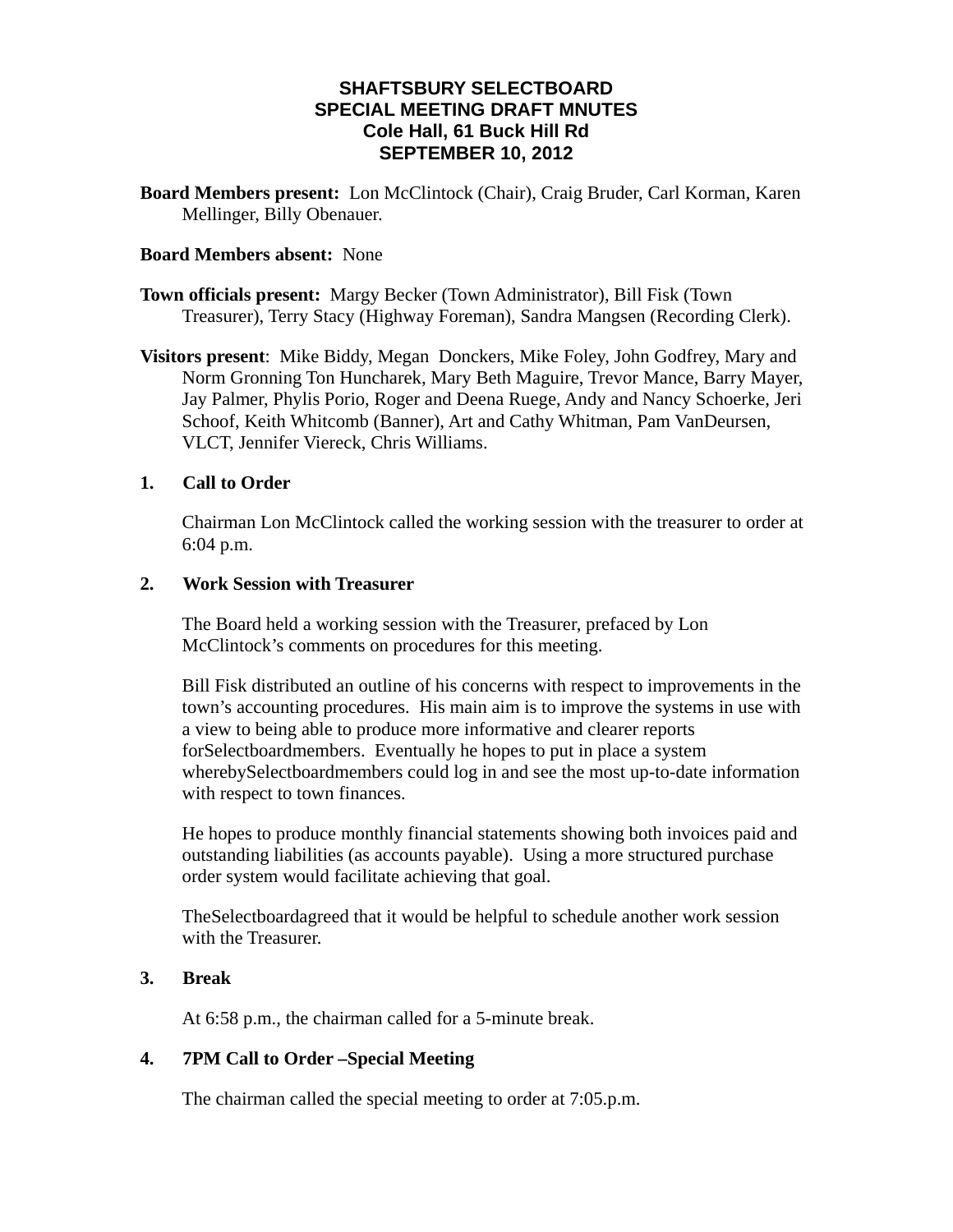# SHAFTSBURY SELECTBOARD
## SPECIAL MEETING DRAFT MNUTES
## Cole Hall, 61 Buck Hill Rd
## SEPTEMBER 10, 2012

**Board Members present:** Lon McClintock (Chair), Craig Bruder, Carl Korman, Karen Mellinger, Billy Obenauer.

**Board Members absent:** None

**Town officials present:** Margy Becker (Town Administrator), Bill Fisk (Town Treasurer), Terry Stacy (Highway Foreman), Sandra Mangsen (Recording Clerk).

**Visitors present**: Mike Biddy, Megan Donckers, Mike Foley, John Godfrey, Mary and Norm Gronning Ton Huncharek, Mary Beth Maguire, Trevor Mance, Barry Mayer, Jay Palmer, Phylis Porio, Roger and Deena Ruege, Andy and Nancy Schoerke, Jeri Schoof, Keith Whitcomb (Banner), Art and Cathy Whitman, Pam VanDeursen, VLCT, Jennifer Viereck, Chris Williams.

**1. Call to Order**

Chairman Lon McClintock called the working session with the treasurer to order at 6:04 p.m.

**2. Work Session with Treasurer**

The Board held a working session with the Treasurer, prefaced by Lon McClintock's comments on procedures for this meeting.

Bill Fisk distributed an outline of his concerns with respect to improvements in the town's accounting procedures. His main aim is to improve the systems in use with a view to being able to produce more informative and clearer reports forSelectboardmembers. Eventually he hopes to put in place a system wherebySelectboardmembers could log in and see the most up-to-date information with respect to town finances.

He hopes to produce monthly financial statements showing both invoices paid and outstanding liabilities (as accounts payable). Using a more structured purchase order system would facilitate achieving that goal.

TheSelectboardagreed that it would be helpful to schedule another work session with the Treasurer.

**3. Break**

At 6:58 p.m., the chairman called for a 5-minute break.

**4. 7PM Call to Order –Special Meeting**

The chairman called the special meeting to order at 7:05.p.m.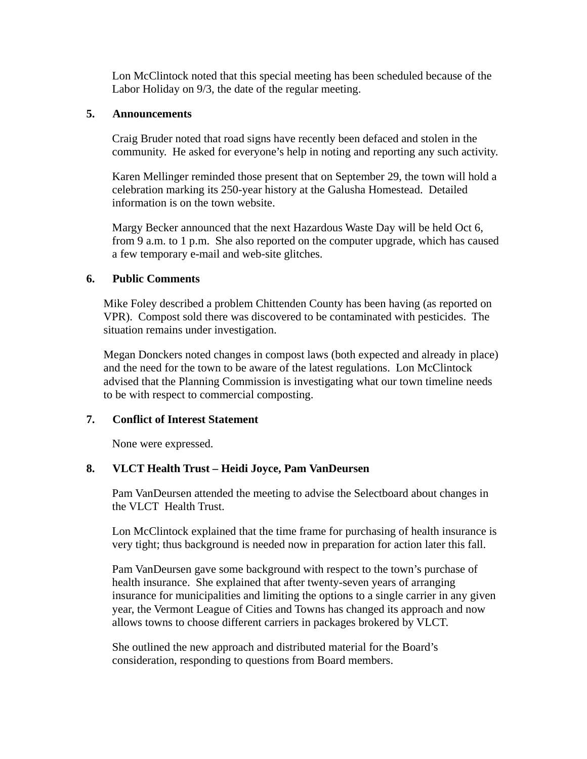Lon McClintock noted that this special meeting has been scheduled because of the Labor Holiday on 9/3, the date of the regular meeting.

**5. Announcements**

Craig Bruder noted that road signs have recently been defaced and stolen in the community. He asked for everyone's help in noting and reporting any such activity.

Karen Mellinger reminded those present that on September 29, the town will hold a celebration marking its 250-year history at the Galusha Homestead. Detailed information is on the town website.

Margy Becker announced that the next Hazardous Waste Day will be held Oct 6, from 9 a.m. to 1 p.m. She also reported on the computer upgrade, which has caused a few temporary e-mail and web-site glitches.

**6. Public Comments**

Mike Foley described a problem Chittenden County has been having (as reported on VPR). Compost sold there was discovered to be contaminated with pesticides. The situation remains under investigation.

Megan Donckers noted changes in compost laws (both expected and already in place) and the need for the town to be aware of the latest regulations. Lon McClintock advised that the Planning Commission is investigating what our town timeline needs to be with respect to commercial composting.

**7. Conflict of Interest Statement**

None were expressed.

**8. VLCT Health Trust – Heidi Joyce, Pam VanDeursen**

Pam VanDeursen attended the meeting to advise the Selectboard about changes in the VLCT Health Trust.

Lon McClintock explained that the time frame for purchasing of health insurance is very tight; thus background is needed now in preparation for action later this fall.

Pam VanDeursen gave some background with respect to the town's purchase of health insurance. She explained that after twenty-seven years of arranging insurance for municipalities and limiting the options to a single carrier in any given year, the Vermont League of Cities and Towns has changed its approach and now allows towns to choose different carriers in packages brokered by VLCT.

She outlined the new approach and distributed material for the Board's consideration, responding to questions from Board members.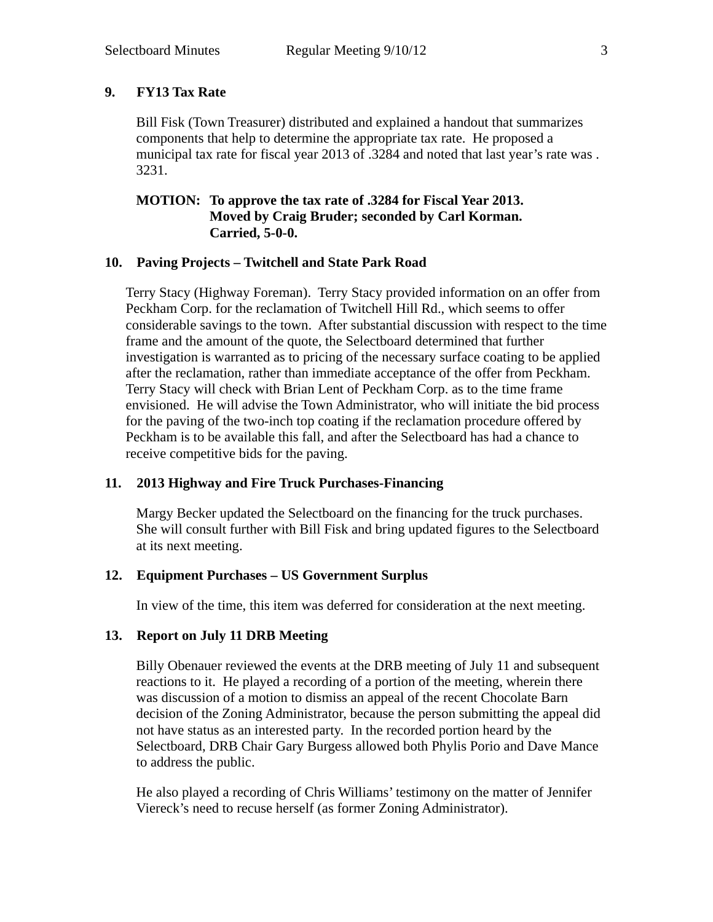**9. FY13 Tax Rate**

Bill Fisk (Town Treasurer) distributed and explained a handout that summarizes components that help to determine the appropriate tax rate. He proposed a municipal tax rate for fiscal year 2013 of .3284 and noted that last year's rate was .3231.

**MOTION: To approve the tax rate of .3284 for Fiscal Year 2013. Moved by Craig Bruder; seconded by Carl Korman. Carried, 5-0-0.**

**10. Paving Projects – Twitchell and State Park Road**

Terry Stacy (Highway Foreman). Terry Stacy provided information on an offer from Peckham Corp. for the reclamation of Twitchell Hill Rd., which seems to offer considerable savings to the town. After substantial discussion with respect to the time frame and the amount of the quote, the Selectboard determined that further investigation is warranted as to pricing of the necessary surface coating to be applied after the reclamation, rather than immediate acceptance of the offer from Peckham. Terry Stacy will check with Brian Lent of Peckham Corp. as to the time frame envisioned. He will advise the Town Administrator, who will initiate the bid process for the paving of the two-inch top coating if the reclamation procedure offered by Peckham is to be available this fall, and after the Selectboard has had a chance to receive competitive bids for the paving.

**11. 2013 Highway and Fire Truck Purchases-Financing**

Margy Becker updated the Selectboard on the financing for the truck purchases. She will consult further with Bill Fisk and bring updated figures to the Selectboard at its next meeting.

**12. Equipment Purchases – US Government Surplus**

In view of the time, this item was deferred for consideration at the next meeting.

**13. Report on July 11 DRB Meeting**

Billy Obenauer reviewed the events at the DRB meeting of July 11 and subsequent reactions to it. He played a recording of a portion of the meeting, wherein there was discussion of a motion to dismiss an appeal of the recent Chocolate Barn decision of the Zoning Administrator, because the person submitting the appeal did not have status as an interested party. In the recorded portion heard by the Selectboard, DRB Chair Gary Burgess allowed both Phylis Porio and Dave Mance to address the public.

He also played a recording of Chris Williams' testimony on the matter of Jennifer Viereck's need to recuse herself (as former Zoning Administrator).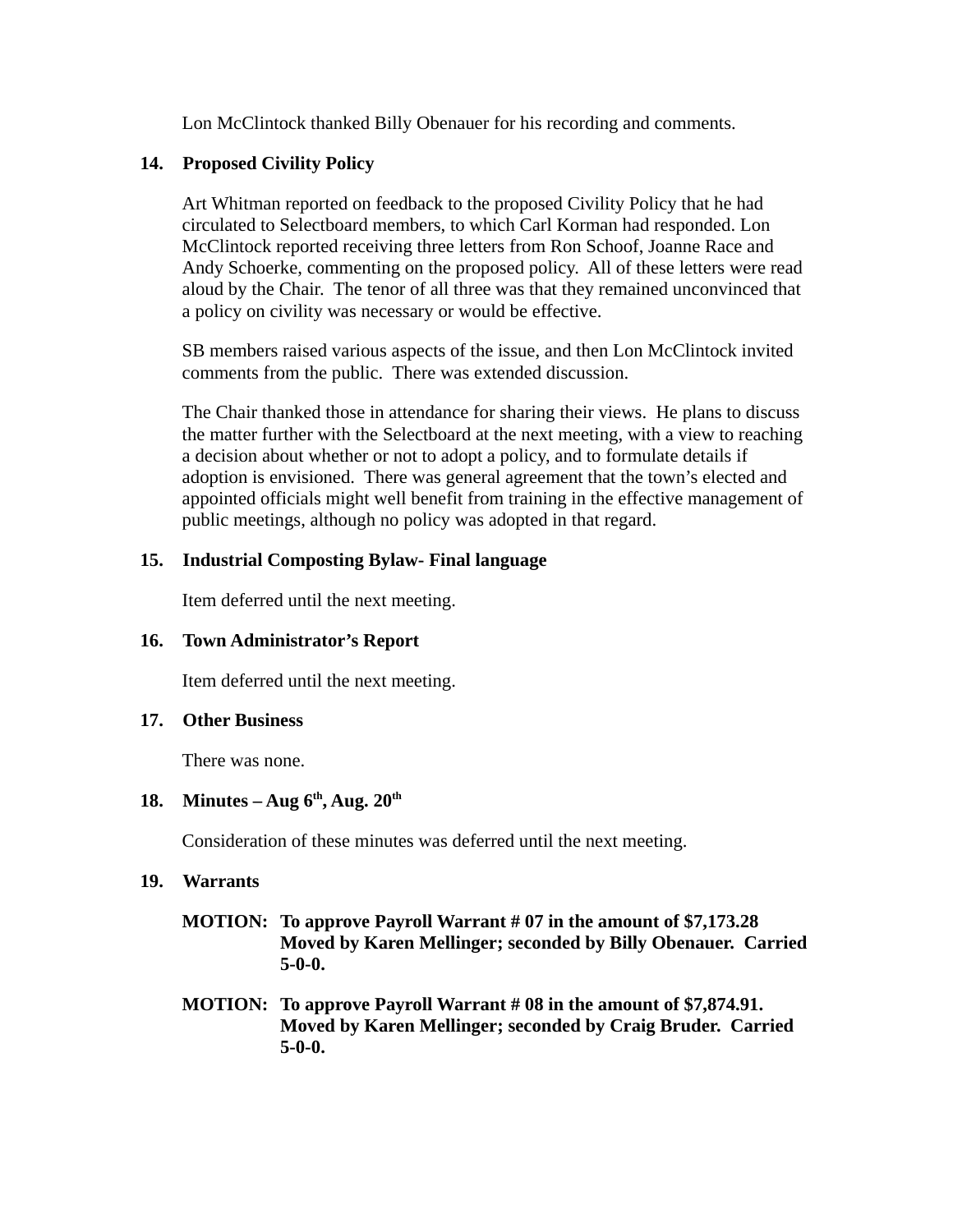Lon McClintock thanked Billy Obenauer for his recording and comments.

### 14. Proposed Civility Policy

Art Whitman reported on feedback to the proposed Civility Policy that he had circulated to Selectboard members, to which Carl Korman had responded. Lon McClintock reported receiving three letters from Ron Schoof, Joanne Race and Andy Schoerke, commenting on the proposed policy. All of these letters were read aloud by the Chair. The tenor of all three was that they remained unconvinced that a policy on civility was necessary or would be effective.

SB members raised various aspects of the issue, and then Lon McClintock invited comments from the public. There was extended discussion.

The Chair thanked those in attendance for sharing their views. He plans to discuss the matter further with the Selectboard at the next meeting, with a view to reaching a decision about whether or not to adopt a policy, and to formulate details if adoption is envisioned. There was general agreement that the town's elected and appointed officials might well benefit from training in the effective management of public meetings, although no policy was adopted in that regard.

### 15. Industrial Composting Bylaw- Final language

Item deferred until the next meeting.

### 16. Town Administrator's Report

Item deferred until the next meeting.

### 17. Other Business

There was none.

### 18. Minutes – Aug 6th, Aug. 20th

Consideration of these minutes was deferred until the next meeting.

### 19. Warrants

**MOTION: To approve Payroll Warrant # 07 in the amount of $7,173.28 Moved by Karen Mellinger; seconded by Billy Obenauer. Carried 5-0-0.**

**MOTION: To approve Payroll Warrant # 08 in the amount of $7,874.91. Moved by Karen Mellinger; seconded by Craig Bruder. Carried 5-0-0.**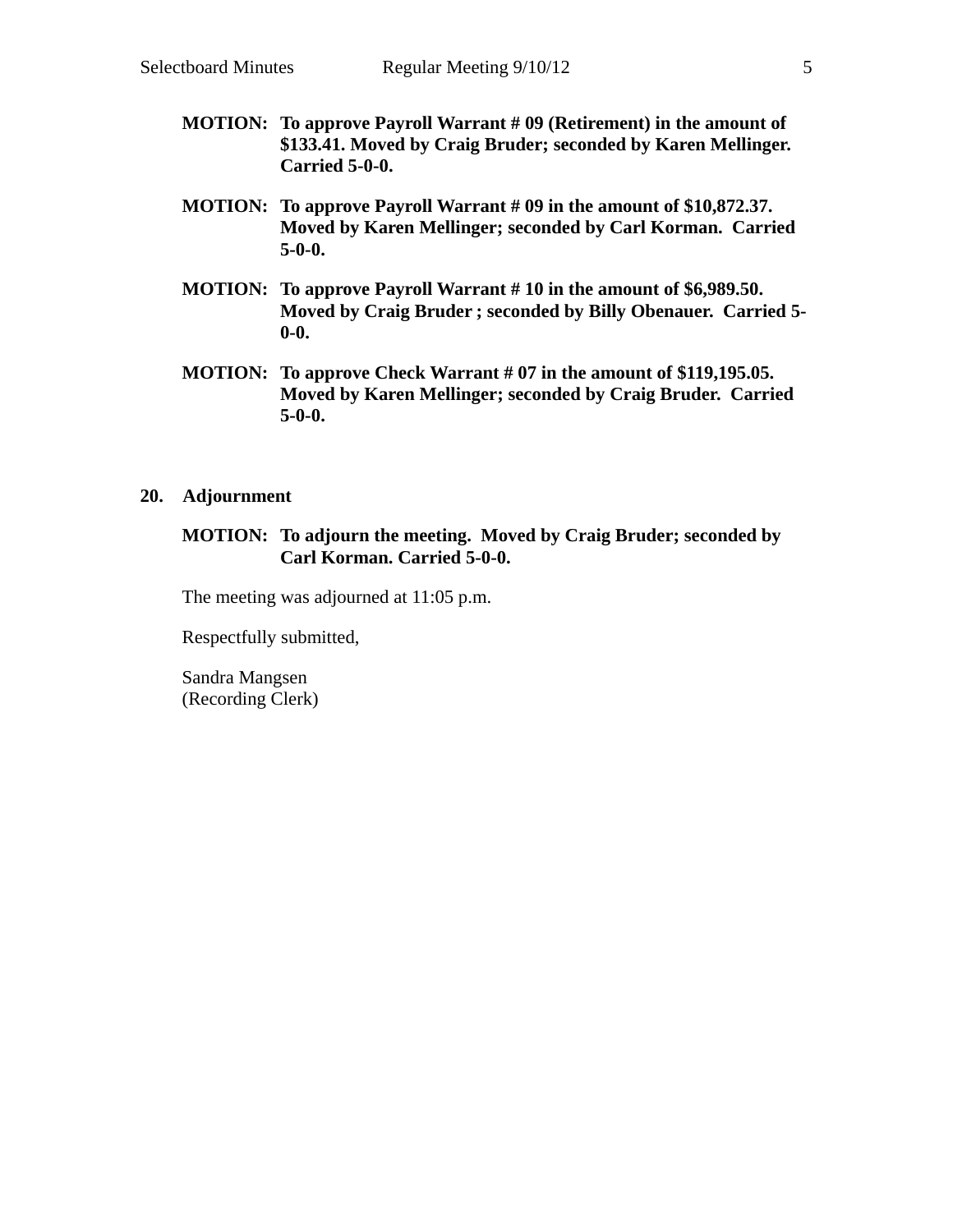**MOTION: To approve Payroll Warrant # 09 (Retirement) in the amount of $133.41. Moved by Craig Bruder; seconded by Karen Mellinger. Carried 5-0-0.**

**MOTION: To approve Payroll Warrant # 09 in the amount of $10,872.37. Moved by Karen Mellinger; seconded by Carl Korman. Carried 5-0-0.**

**MOTION: To approve Payroll Warrant # 10 in the amount of $6,989.50. Moved by Craig Bruder ; seconded by Billy Obenauer. Carried 5-0-0.**

**MOTION: To approve Check Warrant # 07 in the amount of $119,195.05. Moved by Karen Mellinger; seconded by Craig Bruder. Carried 5-0-0.**

## 20. Adjournment

**MOTION: To adjourn the meeting. Moved by Craig Bruder; seconded by Carl Korman. Carried 5-0-0.**

The meeting was adjourned at 11:05 p.m.

Respectfully submitted,

Sandra Mangsen
(Recording Clerk)